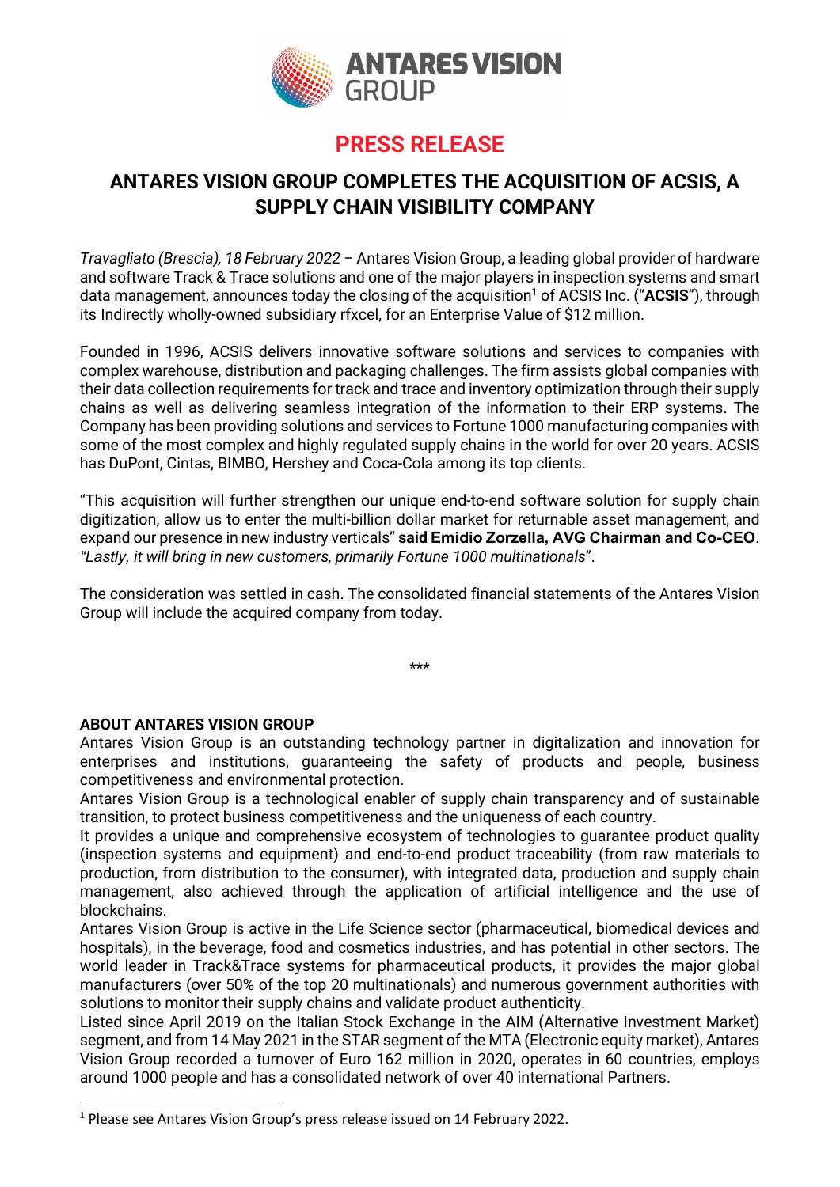# PRESS RELEASE

## ANTARES VISION GROUP COMPLETES THE ACQUISITION OF ACSIS, A SUPPLY CHAIN VISIBILITY COMPANY

*Travagliato (Brescia), 18 February 2022* – Antares Vision Group, a leading global provider of hardware and software Track & Trace solutions and one of the major players in inspection systems and smart data management, announces today the closing of the acquisition[1] of ACSIS Inc. ("**ACSIS**"), through its Indirectly wholly-owned subsidiary rfxcel, for an Enterprise Value of $12 million.

Founded in 1996, ACSIS delivers innovative software solutions and services to companies with complex warehouse, distribution and packaging challenges. The firm assists global companies with their data collection requirements for track and trace and inventory optimization through their supply chains as well as delivering seamless integration of the information to their ERP systems. The Company has been providing solutions and services to Fortune 1000 manufacturing companies with some of the most complex and highly regulated supply chains in the world for over 20 years. ACSIS has DuPont, Cintas, BIMBO, Hershey and Coca-Cola among its top clients.

"This acquisition will further strengthen our unique end-to-end software solution for supply chain digitization, allow us to enter the multi-billion dollar market for returnable asset management, and expand our presence in new industry verticals" **said Emidio Zorzella, AVG Chairman and Co-CEO**. *"Lastly, it will bring in new customers, primarily Fortune 1000 multinationals*".

The consideration was settled in cash. The consolidated financial statements of the Antares Vision Group will include the acquired company from today.

\*\*\*

**ABOUT ANTARES VISION GROUP**

Antares Vision Group is an outstanding technology partner in digitalization and innovation for enterprises and institutions, guaranteeing the safety of products and people, business competitiveness and environmental protection.

Antares Vision Group is a technological enabler of supply chain transparency and of sustainable transition, to protect business competitiveness and the uniqueness of each country.

It provides a unique and comprehensive ecosystem of technologies to guarantee product quality (inspection systems and equipment) and end-to-end product traceability (from raw materials to production, from distribution to the consumer), with integrated data, production and supply chain management, also achieved through the application of artificial intelligence and the use of blockchains.

Antares Vision Group is active in the Life Science sector (pharmaceutical, biomedical devices and hospitals), in the beverage, food and cosmetics industries, and has potential in other sectors. The world leader in Track&Trace systems for pharmaceutical products, it provides the major global manufacturers (over 50% of the top 20 multinationals) and numerous government authorities with solutions to monitor their supply chains and validate product authenticity.

Listed since April 2019 on the Italian Stock Exchange in the AIM (Alternative Investment Market) segment, and from 14 May 2021 in the STAR segment of the MTA (Electronic equity market), Antares Vision Group recorded a turnover of Euro 162 million in 2020, operates in 60 countries, employs around 1000 people and has a consolidated network of over 40 international Partners.

---

[1] Please see Antares Vision Group's press release issued on 14 February 2022.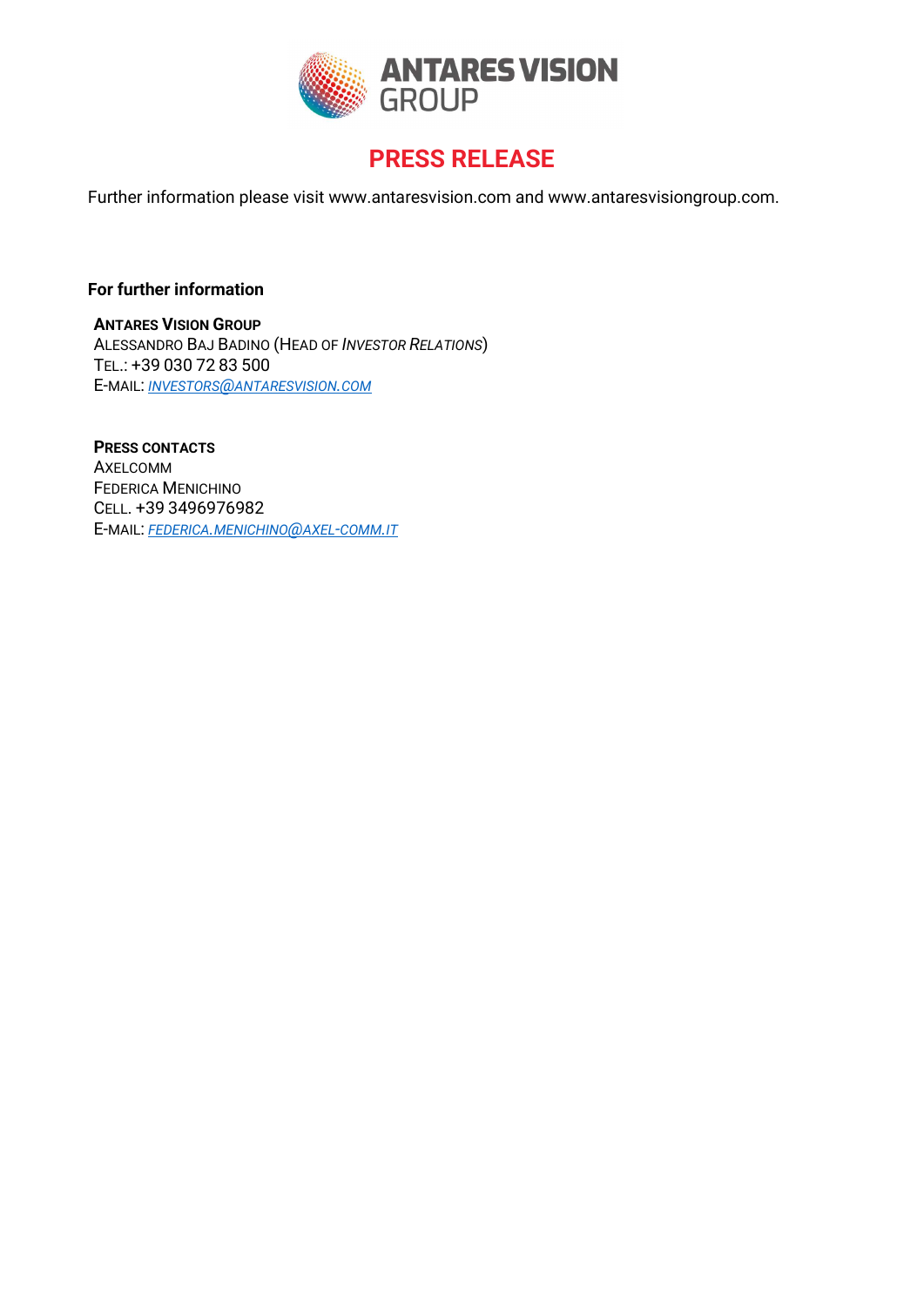# PRESS RELEASE

Further information please visit www.antaresvision.com and www.antaresvisiongroup.com.

**For further information**

**ANTARES VISION GROUP**
ALESSANDRO BAJ BADINO (HEAD OF *INVESTOR RELATIONS*)
TEL.: +39 030 72 83 500
E-MAIL: *INVESTORS@ANTARESVISION.COM*

**PRESS CONTACTS**
AXELCOMM
FEDERICA MENICHINO
CELL. +39 3496976982
E-MAIL: *FEDERICA.MENICHINO@AXEL-COMM.IT*